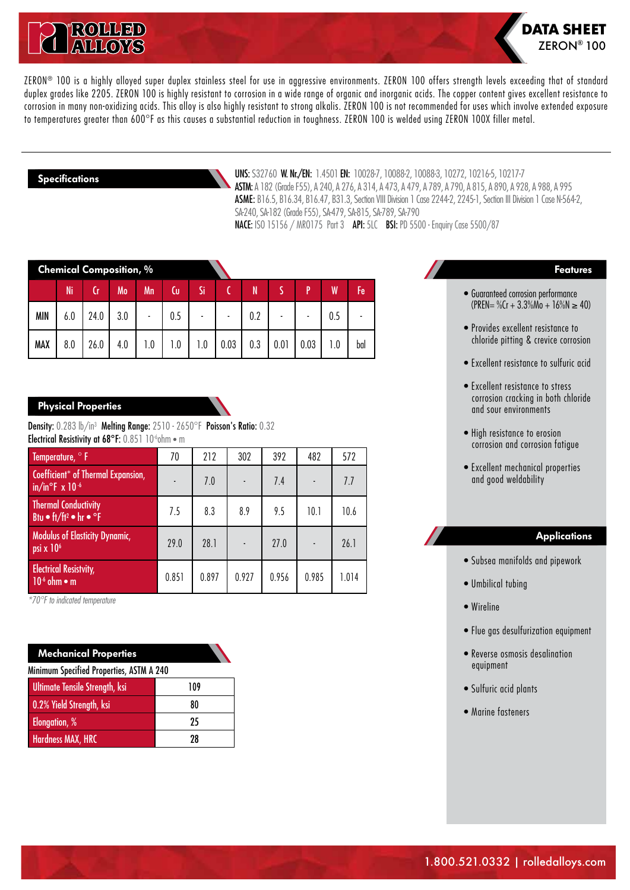# DATA SHEET
## ZERON® 100

ZERON® 100 is a highly alloyed super duplex stainless steel for use in aggressive environments. ZERON 100 offers strength levels exceeding that of standard duplex grades like 2205. ZERON 100 is highly resistant to corrosion in a wide range of organic and inorganic acids. The copper content gives excellent resistance to corrosion in many non-oxidizing acids. This alloy is also highly resistant to strong alkalis. ZERON 100 is not recommended for uses which involve extended exposure to temperatures greater than 600°F as this causes a substantial reduction in toughness. ZERON 100 is welded using ZERON 100X filler metal.

## Specifications

**UNS:** S32760 **W. Nr./EN:** 1.4501 **EN:** 10028-7, 10088-2, 10088-3, 10272, 10216-5, 10217-7
**ASTM:** A 182 (Grade F55), A 240, A 276, A 314, A 473, A 479, A 789, A 790, A 815, A 890, A 928, A 988, A 995
**ASME:** B16.5, B16.34, B16.47, B31.3, Section VIII Division 1 Case 2244-2, 2245-1, Section III Division 1 Case N-564-2, SA-240, SA-182 (Grade F55), SA-479, SA-815, SA-789, SA-790
**NACE:** ISO 15156 / MR0175 Part 3 **API:** 5LC **BSI:** PD 5500 - Enquiry Case 5500/87

## Chemical Composition, %

| | Ni | Cr | Mo | Mn | Cu | Si | C | N | S | P | W | Fe |
|---|---|---|---|---|---|---|---|---|---|---|---|---|
| MIN | 6.0 | 24.0 | 3.0 | - | 0.5 | - | - | 0.2 | - | - | 0.5 | - |
| MAX | 8.0 | 26.0 | 4.0 | 1.0 | 1.0 | 1.0 | 0.03 | 0.3 | 0.01 | 0.03 | 1.0 | bal |

## Physical Properties

**Density:** 0.283 lb/in³ **Melting Range:** 2510 - 2650°F **Poisson's Ratio:** 0.32
**Electrical Resistivity at 68°F:** 0.851 $10^{-6}$ohm • m

| Temperature, ° F | 70 | 212 | 302 | 392 | 482 | 572 |
|---|---|---|---|---|---|---|
| Coefficient* of Thermal Expansion, in/in°F x $10^{-6}$ | - | 7.0 | - | 7.4 | - | 7.7 |
| Thermal Conductivity Btu • ft/ft² • hr • °F | 7.5 | 8.3 | 8.9 | 9.5 | 10.1 | 10.6 |
| Modulus of Elasticity Dynamic, psi x $10^6$ | 29.0 | 28.1 | - | 27.0 | - | 26.1 |
| Electrical Resistivity, $10^{-6}$ ohm • m | 0.851 | 0.897 | 0.927 | 0.956 | 0.985 | 1.014 |

*\*70°F to indicated temperature*

## Mechanical Properties

Minimum Specified Properties, ASTM A 240

| Property | Value |
|---|---|
| Ultimate Tensile Strength, ksi | 109 |
| 0.2% Yield Strength, ksi | 80 |
| Elongation, % | 25 |
| Hardness MAX, HRC | 28 |

## Features

- Guaranteed corrosion performance (PREN= %Cr + 3.3%Mo + 16%N ≥ 40)
- Provides excellent resistance to chloride pitting & crevice corrosion
- Excellent resistance to sulfuric acid
- Excellent resistance to stress corrosion cracking in both chloride and sour environments
- High resistance to erosion corrosion and corrosion fatigue
- Excellent mechanical properties and good weldability

## Applications

- Subsea manifolds and pipework
- Umbilical tubing
- Wireline
- Flue gas desulfurization equipment
- Reverse osmosis desalination equipment
- Sulfuric acid plants
- Marine fasteners

1.800.521.0332 | rolledalloys.com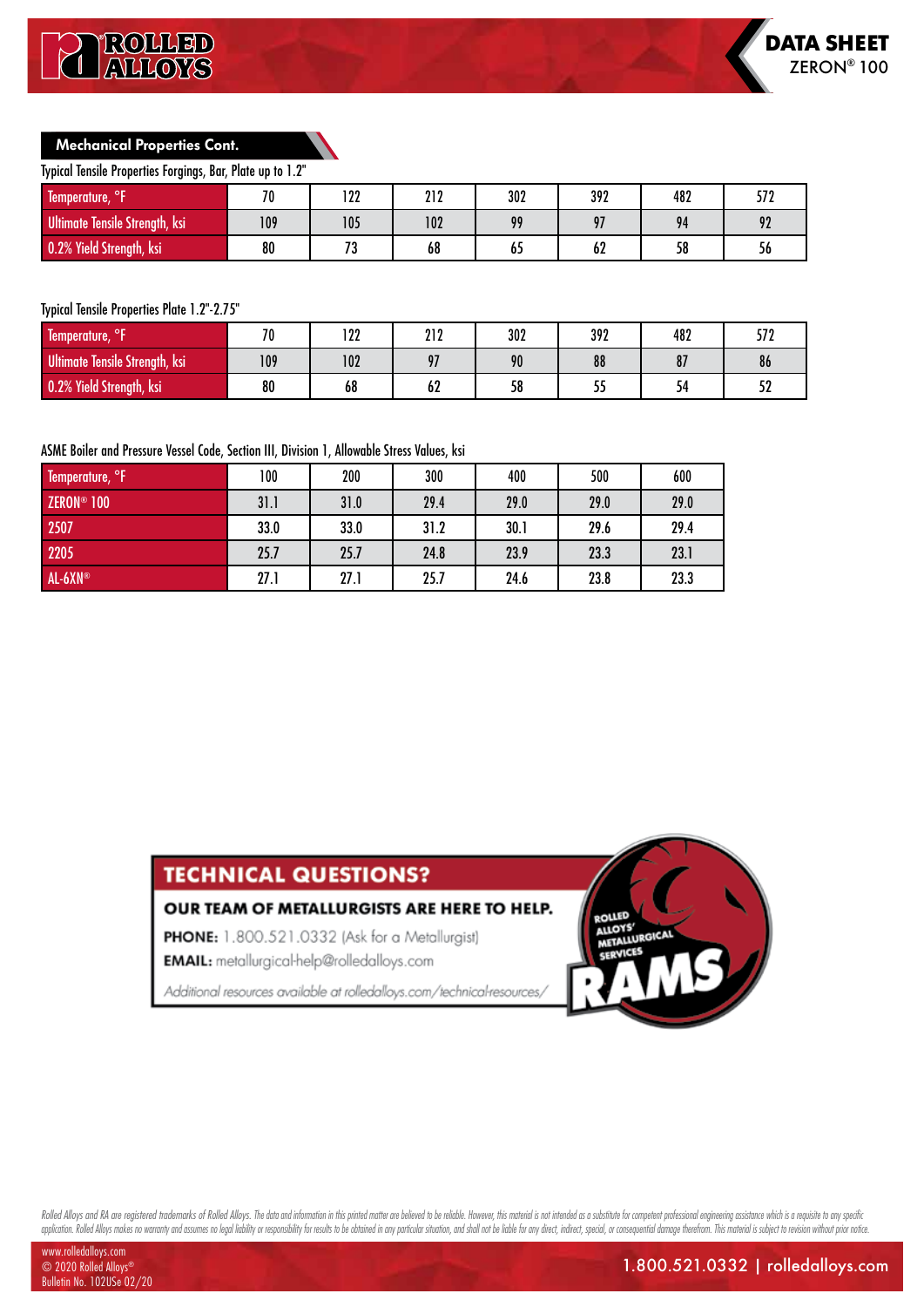## Mechanical Properties Cont.

Typical Tensile Properties Forgings, Bar, Plate up to 1.2"

| Temperature, °F | 70 | 122 | 212 | 302 | 392 | 482 | 572 |
|---|---|---|---|---|---|---|---|
| Ultimate Tensile Strength, ksi | 109 | 105 | 102 | 99 | 97 | 94 | 92 |
| 0.2% Yield Strength, ksi | 80 | 73 | 68 | 65 | 62 | 58 | 56 |

Typical Tensile Properties Plate 1.2"-2.75"

| Temperature, °F | 70 | 122 | 212 | 302 | 392 | 482 | 572 |
|---|---|---|---|---|---|---|---|
| Ultimate Tensile Strength, ksi | 109 | 102 | 97 | 90 | 88 | 87 | 86 |
| 0.2% Yield Strength, ksi | 80 | 68 | 62 | 58 | 55 | 54 | 52 |

ASME Boiler and Pressure Vessel Code, Section III, Division 1, Allowable Stress Values, ksi

| Temperature, °F | 100 | 200 | 300 | 400 | 500 | 600 |
|---|---|---|---|---|---|---|
| ZERON® 100 | 31.1 | 31.0 | 29.4 | 29.0 | 29.0 | 29.0 |
| 2507 | 33.0 | 33.0 | 31.2 | 30.1 | 29.6 | 29.4 |
| 2205 | 25.7 | 25.7 | 24.8 | 23.9 | 23.3 | 23.1 |
| AL-6XN® | 27.1 | 27.1 | 25.7 | 24.6 | 23.8 | 23.3 |

**TECHNICAL QUESTIONS?**

**OUR TEAM OF METALLURGISTS ARE HERE TO HELP.**

**PHONE:** 1.800.521.0332 (Ask for a Metallurgist)

**EMAIL:** metallurgical-help@rolledalloys.com

*Additional resources available at rolledalloys.com/technical-resources/*

ROLLED ALLOYS' METALLURGICAL SERVICES RAMS

*Rolled Alloys and RA are registered trademarks of Rolled Alloys. The data and information in this printed matter are believed to be reliable. However, this material is not intended as a substitute for competent professional engineering assistance which is a requisite to any specific application. Rolled Alloys makes no warranty and assumes no legal liability or responsibility for results to be obtained in any particular situation, and shall not be liable for any direct, indirect, special, or consequential damage therefrom. This material is subject to revision without prior notice.*

www.rolledalloys.com
© 2020 Rolled Alloys®
Bulletin No. 102USe 02/20

1.800.521.0332 | rolledalloys.com